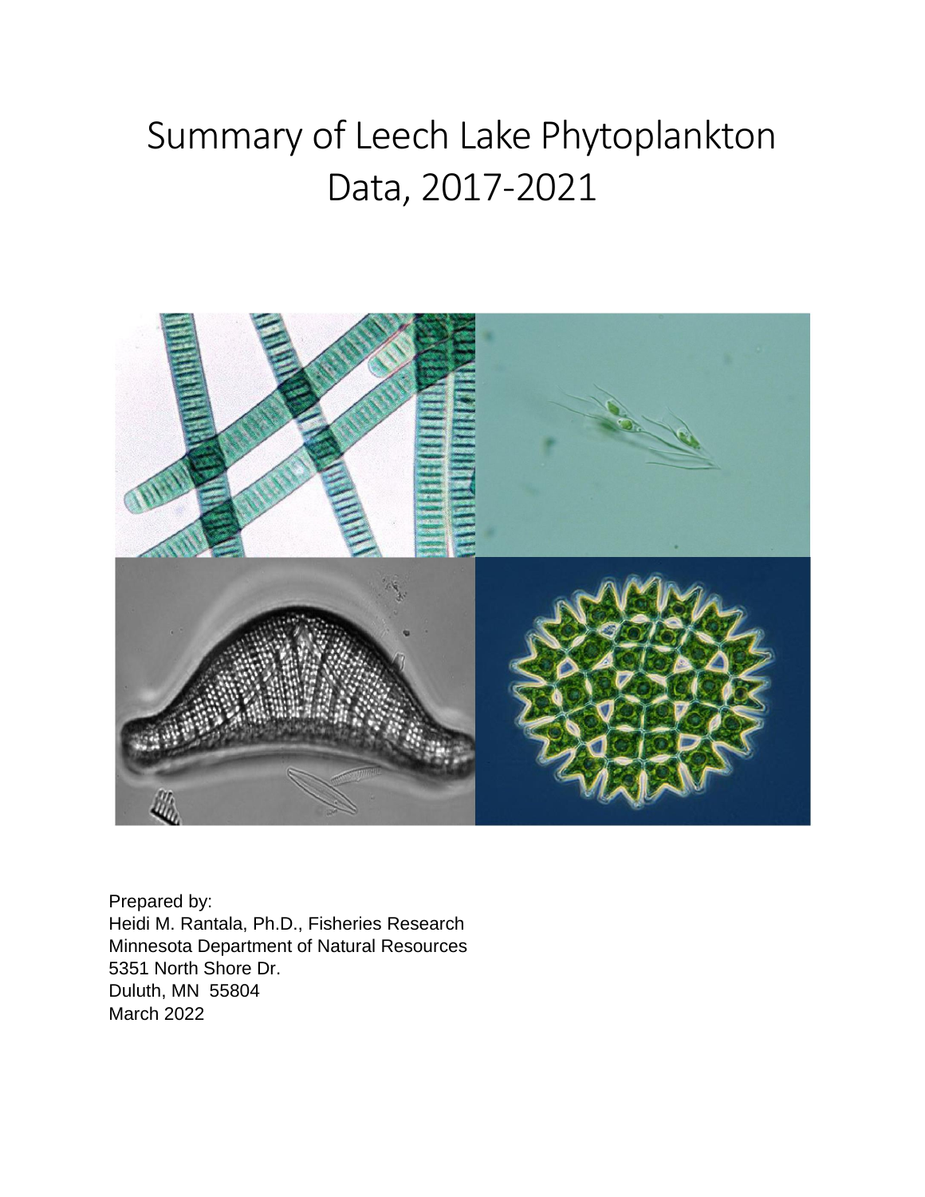# Summary of Leech Lake Phytoplankton Data, 2017-2021

Prepared by:
Heidi M. Rantala, Ph.D., Fisheries Research
Minnesota Department of Natural Resources
5351 North Shore Dr.
Duluth, MN 55804
March 2022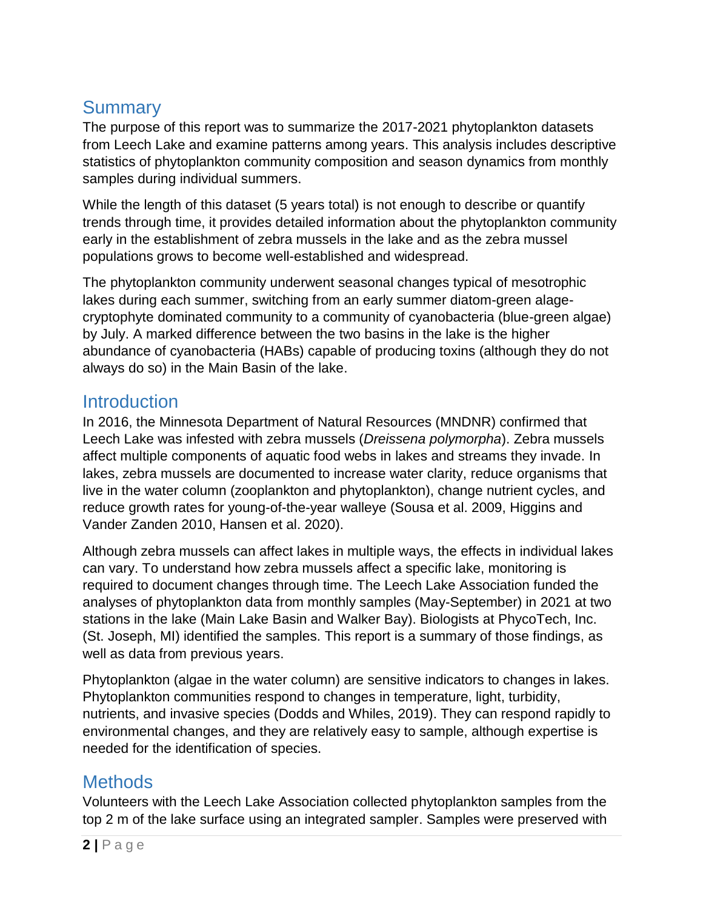## Summary

The purpose of this report was to summarize the 2017-2021 phytoplankton datasets from Leech Lake and examine patterns among years. This analysis includes descriptive statistics of phytoplankton community composition and season dynamics from monthly samples during individual summers.

While the length of this dataset (5 years total) is not enough to describe or quantify trends through time, it provides detailed information about the phytoplankton community early in the establishment of zebra mussels in the lake and as the zebra mussel populations grows to become well-established and widespread.

The phytoplankton community underwent seasonal changes typical of mesotrophic lakes during each summer, switching from an early summer diatom-green alage-cryptophyte dominated community to a community of cyanobacteria (blue-green algae) by July. A marked difference between the two basins in the lake is the higher abundance of cyanobacteria (HABs) capable of producing toxins (although they do not always do so) in the Main Basin of the lake.

## Introduction

In 2016, the Minnesota Department of Natural Resources (MNDNR) confirmed that Leech Lake was infested with zebra mussels (*Dreissena polymorpha*). Zebra mussels affect multiple components of aquatic food webs in lakes and streams they invade. In lakes, zebra mussels are documented to increase water clarity, reduce organisms that live in the water column (zooplankton and phytoplankton), change nutrient cycles, and reduce growth rates for young-of-the-year walleye (Sousa et al. 2009, Higgins and Vander Zanden 2010, Hansen et al. 2020).

Although zebra mussels can affect lakes in multiple ways, the effects in individual lakes can vary. To understand how zebra mussels affect a specific lake, monitoring is required to document changes through time. The Leech Lake Association funded the analyses of phytoplankton data from monthly samples (May-September) in 2021 at two stations in the lake (Main Lake Basin and Walker Bay). Biologists at PhycoTech, Inc. (St. Joseph, MI) identified the samples. This report is a summary of those findings, as well as data from previous years.

Phytoplankton (algae in the water column) are sensitive indicators to changes in lakes. Phytoplankton communities respond to changes in temperature, light, turbidity, nutrients, and invasive species (Dodds and Whiles, 2019). They can respond rapidly to environmental changes, and they are relatively easy to sample, although expertise is needed for the identification of species.

## Methods

Volunteers with the Leech Lake Association collected phytoplankton samples from the top 2 m of the lake surface using an integrated sampler. Samples were preserved with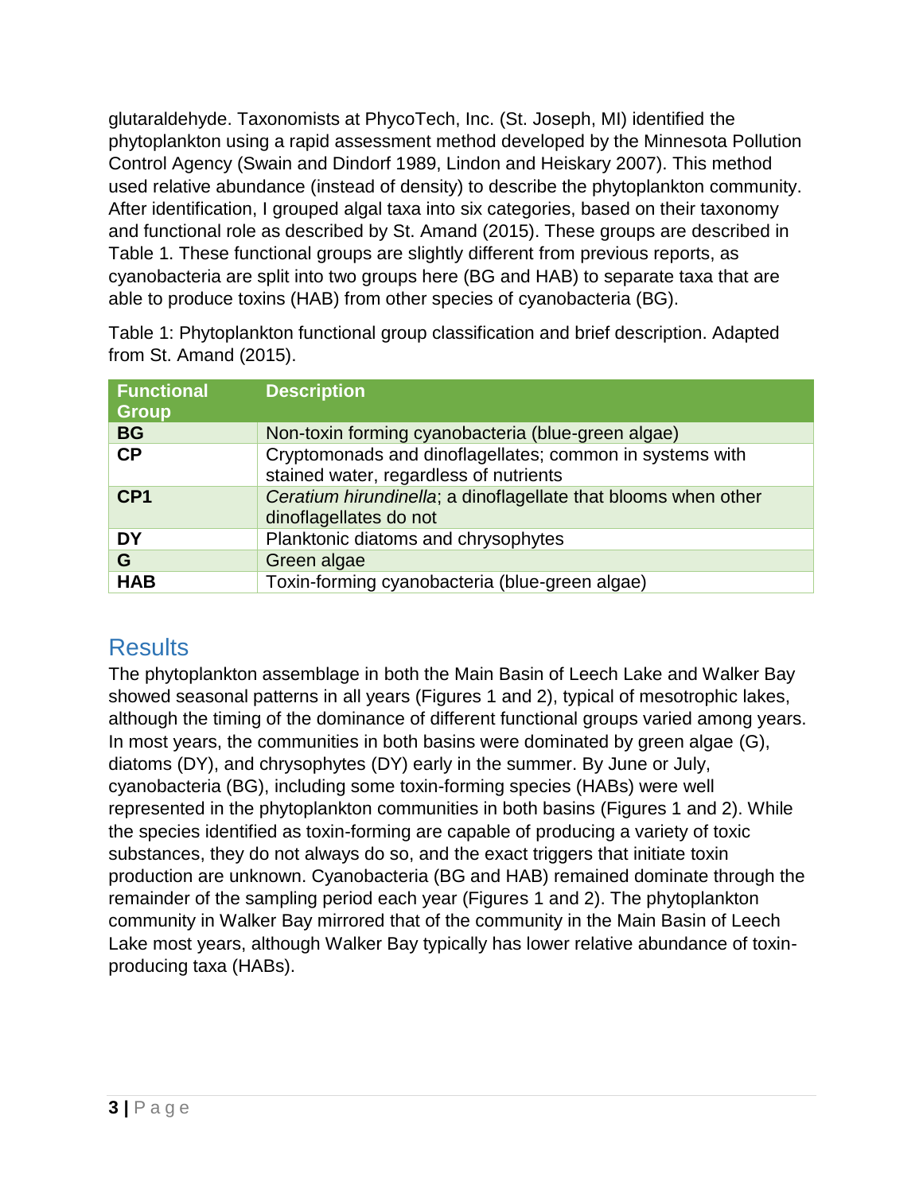glutaraldehyde. Taxonomists at PhycoTech, Inc. (St. Joseph, MI) identified the phytoplankton using a rapid assessment method developed by the Minnesota Pollution Control Agency (Swain and Dindorf 1989, Lindon and Heiskary 2007). This method used relative abundance (instead of density) to describe the phytoplankton community. After identification, I grouped algal taxa into six categories, based on their taxonomy and functional role as described by St. Amand (2015). These groups are described in Table 1. These functional groups are slightly different from previous reports, as cyanobacteria are split into two groups here (BG and HAB) to separate taxa that are able to produce toxins (HAB) from other species of cyanobacteria (BG).

Table 1: Phytoplankton functional group classification and brief description. Adapted from St. Amand (2015).

| Functional Group | Description |
|---|---|
| **BG** | Non-toxin forming cyanobacteria (blue-green algae) |
| **CP** | Cryptomonads and dinoflagellates; common in systems with stained water, regardless of nutrients |
| **CP1** | *Ceratium hirundinella*; a dinoflagellate that blooms when other dinoflagellates do not |
| **DY** | Planktonic diatoms and chrysophytes |
| **G** | Green algae |
| **HAB** | Toxin-forming cyanobacteria (blue-green algae) |

## Results

The phytoplankton assemblage in both the Main Basin of Leech Lake and Walker Bay showed seasonal patterns in all years (Figures 1 and 2), typical of mesotrophic lakes, although the timing of the dominance of different functional groups varied among years. In most years, the communities in both basins were dominated by green algae (G), diatoms (DY), and chrysophytes (DY) early in the summer. By June or July, cyanobacteria (BG), including some toxin-forming species (HABs) were well represented in the phytoplankton communities in both basins (Figures 1 and 2). While the species identified as toxin-forming are capable of producing a variety of toxic substances, they do not always do so, and the exact triggers that initiate toxin production are unknown. Cyanobacteria (BG and HAB) remained dominate through the remainder of the sampling period each year (Figures 1 and 2). The phytoplankton community in Walker Bay mirrored that of the community in the Main Basin of Leech Lake most years, although Walker Bay typically has lower relative abundance of toxin-producing taxa (HABs).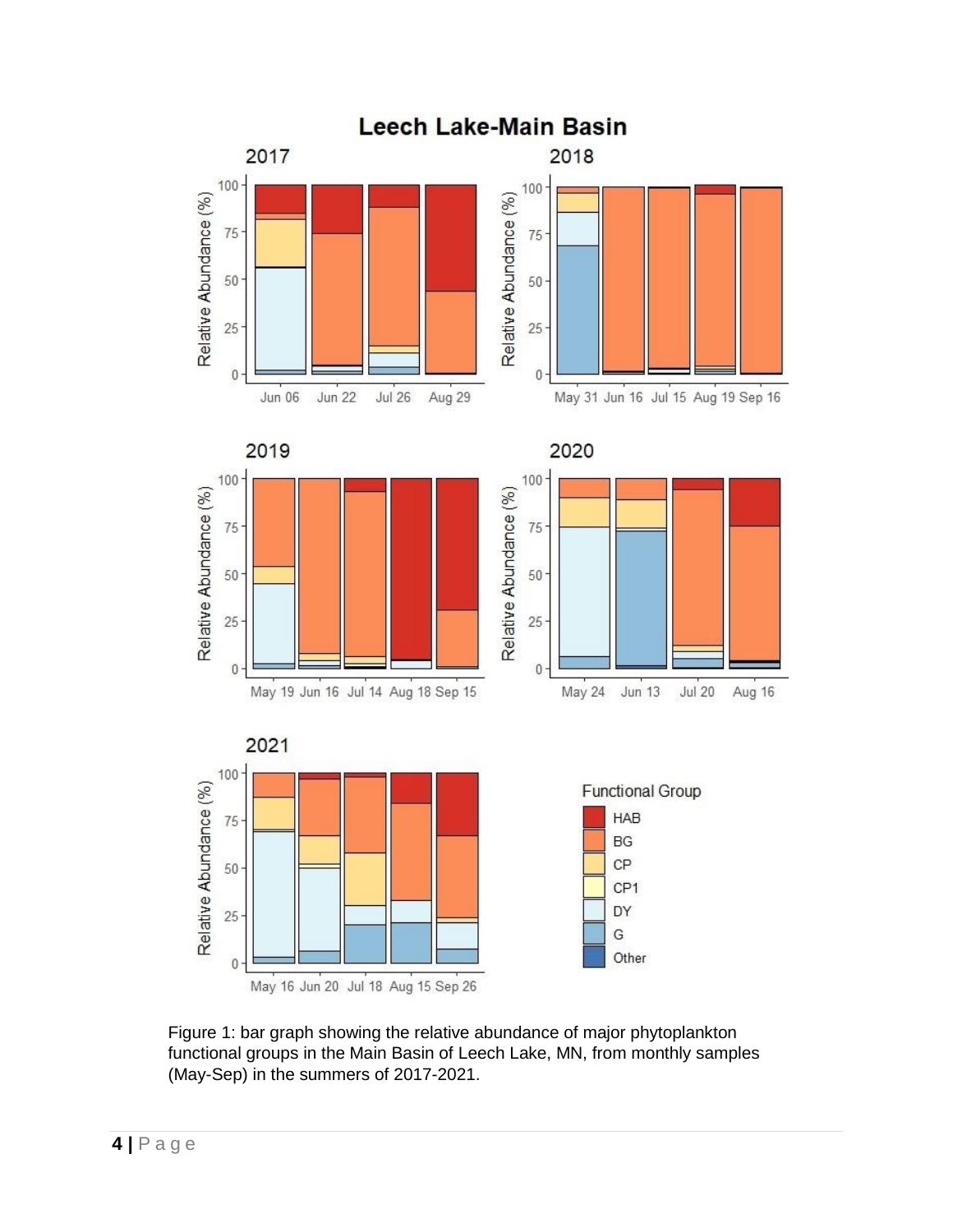Figure 1: bar graph showing the relative abundance of major phytoplankton functional groups in the Main Basin of Leech Lake, MN, from monthly samples (May-Sep) in the summers of 2017-2021.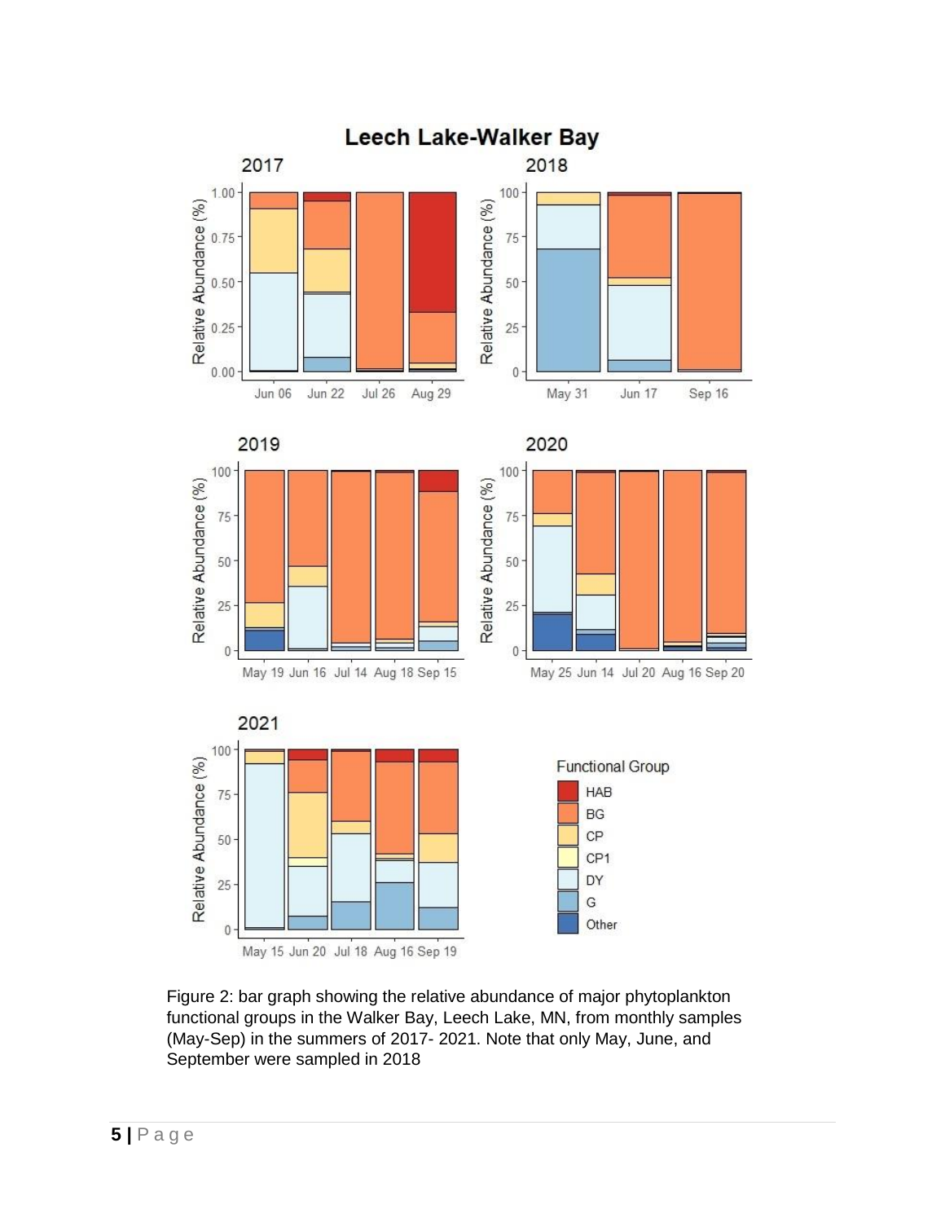Figure 2: bar graph showing the relative abundance of major phytoplankton functional groups in the Walker Bay, Leech Lake, MN, from monthly samples (May-Sep) in the summers of 2017- 2021. Note that only May, June, and September were sampled in 2018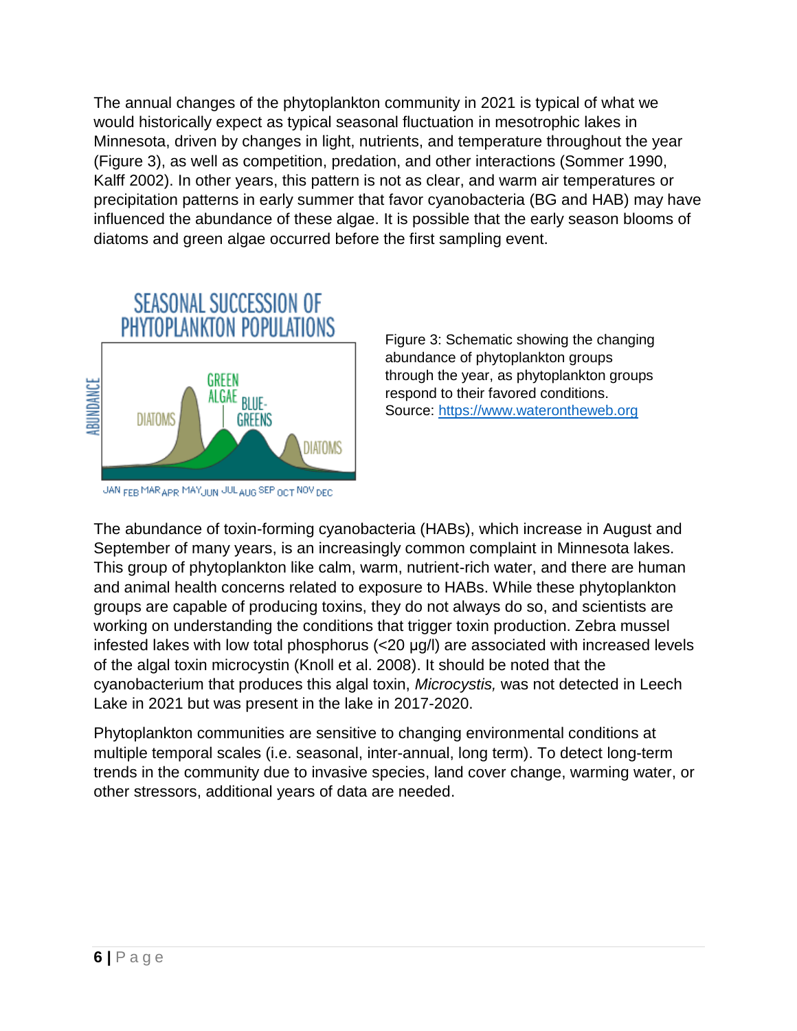The annual changes of the phytoplankton community in 2021 is typical of what we would historically expect as typical seasonal fluctuation in mesotrophic lakes in Minnesota, driven by changes in light, nutrients, and temperature throughout the year (Figure 3), as well as competition, predation, and other interactions (Sommer 1990, Kalff 2002). In other years, this pattern is not as clear, and warm air temperatures or precipitation patterns in early summer that favor cyanobacteria (BG and HAB) may have influenced the abundance of these algae. It is possible that the early season blooms of diatoms and green algae occurred before the first sampling event.

Figure 3: Schematic showing the changing abundance of phytoplankton groups through the year, as phytoplankton groups respond to their favored conditions. Source: https://www.waterontheweb.org

The abundance of toxin-forming cyanobacteria (HABs), which increase in August and September of many years, is an increasingly common complaint in Minnesota lakes. This group of phytoplankton like calm, warm, nutrient-rich water, and there are human and animal health concerns related to exposure to HABs. While these phytoplankton groups are capable of producing toxins, they do not always do so, and scientists are working on understanding the conditions that trigger toxin production. Zebra mussel infested lakes with low total phosphorus (<20 µg/l) are associated with increased levels of the algal toxin microcystin (Knoll et al. 2008). It should be noted that the cyanobacterium that produces this algal toxin, *Microcystis,* was not detected in Leech Lake in 2021 but was present in the lake in 2017-2020.

Phytoplankton communities are sensitive to changing environmental conditions at multiple temporal scales (i.e. seasonal, inter-annual, long term). To detect long-term trends in the community due to invasive species, land cover change, warming water, or other stressors, additional years of data are needed.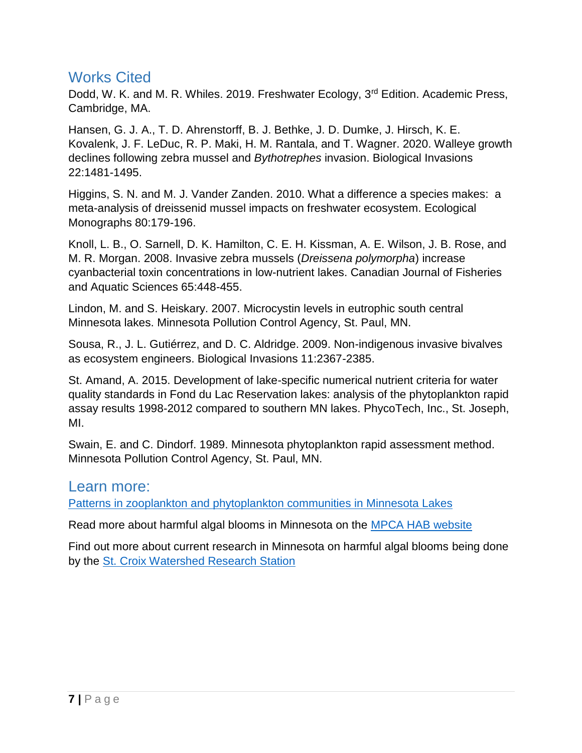## Works Cited

Dodd, W. K. and M. R. Whiles. 2019. Freshwater Ecology, 3rd Edition. Academic Press, Cambridge, MA.

Hansen, G. J. A., T. D. Ahrenstorff, B. J. Bethke, J. D. Dumke, J. Hirsch, K. E. Kovalenk, J. F. LeDuc, R. P. Maki, H. M. Rantala, and T. Wagner. 2020. Walleye growth declines following zebra mussel and *Bythotrephes* invasion. Biological Invasions 22:1481-1495.

Higgins, S. N. and M. J. Vander Zanden. 2010. What a difference a species makes: a meta-analysis of dreissenid mussel impacts on freshwater ecosystem. Ecological Monographs 80:179-196.

Knoll, L. B., O. Sarnell, D. K. Hamilton, C. E. H. Kissman, A. E. Wilson, J. B. Rose, and M. R. Morgan. 2008. Invasive zebra mussels (*Dreissena polymorpha*) increase cyanbacterial toxin concentrations in low-nutrient lakes. Canadian Journal of Fisheries and Aquatic Sciences 65:448-455.

Lindon, M. and S. Heiskary. 2007. Microcystin levels in eutrophic south central Minnesota lakes. Minnesota Pollution Control Agency, St. Paul, MN.

Sousa, R., J. L. Gutiérrez, and D. C. Aldridge. 2009. Non-indigenous invasive bivalves as ecosystem engineers. Biological Invasions 11:2367-2385.

St. Amand, A. 2015. Development of lake-specific numerical nutrient criteria for water quality standards in Fond du Lac Reservation lakes: analysis of the phytoplankton rapid assay results 1998-2012 compared to southern MN lakes. PhycoTech, Inc., St. Joseph, MI.

Swain, E. and C. Dindorf. 1989. Minnesota phytoplankton rapid assessment method. Minnesota Pollution Control Agency, St. Paul, MN.

## Learn more:

Patterns in zooplankton and phytoplankton communities in Minnesota Lakes

Read more about harmful algal blooms in Minnesota on the MPCA HAB website

Find out more about current research in Minnesota on harmful algal blooms being done by the St. Croix Watershed Research Station